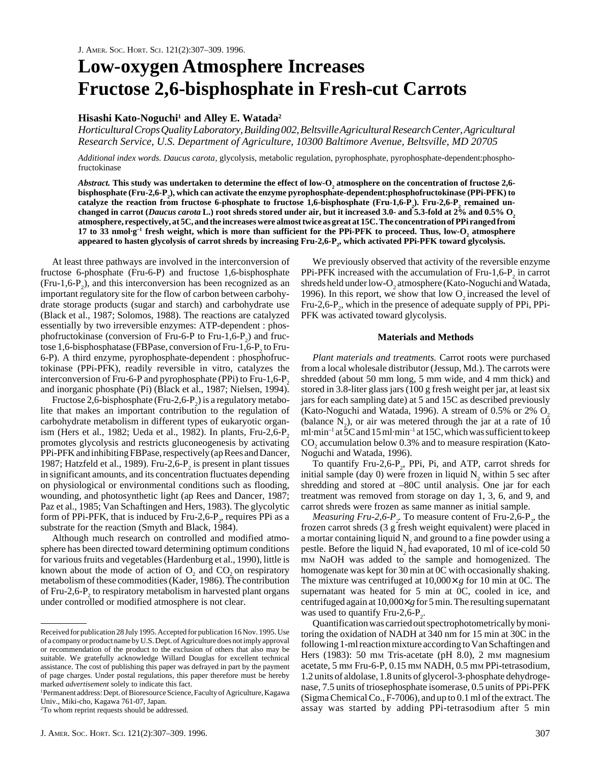# Low-oxygen Atmosphere Increases Fructose 2,6-bisphosphate in Fresh-cut Carrots

**Hisashi Kato-Noguchi[1] and Alley E. Watada[2]**

*Horticultural Crops Quality Laboratory, Building 002, Beltsville Agricultural Research Center, Agricultural Research Service, U.S. Department of Agriculture, 10300 Baltimore Avenue, Beltsville, MD 20705*

*Additional index words. Daucus carota*, glycolysis, metabolic regulation, pyrophosphate, pyrophosphate-dependent:phosphofructokinase

***Abstract.*** **This study was undertaken to determine the effect of low-$O_2$ atmosphere on the concentration of fructose 2,6-bisphosphate (Fru-2,6-$P_2$), which can activate the enzyme pyrophosphate-dependent:phosphofructokinase (PPi-PFK) to catalyze the reaction from fructose 6-phosphate to fructose 1,6-bisphosphate (Fru-1,6-$P_2$). Fru-2,6-$P_2$ remained unchanged in carrot (*Daucus carota* L.) root shreds stored under air, but it increased 3.0- and 5.3-fold at 2% and 0.5% $O_2$ atmosphere, respectively, at 5C, and the increases were almost twice as great at 15C. The concentration of PPi ranged from 17 to 33 $nmol\cdot g^{-1}$ fresh weight, which is more than sufficient for the PPi-PFK to proceed. Thus, low-$O_2$ atmosphere appeared to hasten glycolysis of carrot shreds by increasing Fru-2,6-$P_2$, which activated PPi-PFK toward glycolysis.**

At least three pathways are involved in the interconversion of fructose 6-phosphate (Fru-6-P) and fructose 1,6-bisphosphate (Fru-1,6-$P_2$), and this interconversion has been recognized as an important regulatory site for the flow of carbon between carbohydrate storage products (sugar and starch) and carbohydrate use (Black et al., 1987; Solomos, 1988). The reactions are catalyzed essentially by two irreversible enzymes: ATP-dependent : phosphofructokinase (conversion of Fru-6-P to Fru-1,6-$P_2$) and fructose 1,6-bisphosphatase (FBPase, conversion of Fru-1,6-$P_2$ to Fru-6-P). A third enzyme, pyrophosphate-dependent : phosphofructokinase (PPi-PFK), readily reversible in vitro, catalyzes the interconversion of Fru-6-P and pyrophosphate (PPi) to Fru-1,6-$P_2$ and inorganic phosphate (Pi) (Black et al., 1987; Nielsen, 1994).

Fructose 2,6-bisphosphate (Fru-2,6-$P_2$) is a regulatory metabolite that makes an important contribution to the regulation of carbohydrate metabolism in different types of eukaryotic organism (Hers et al., 1982; Ueda et al., 1982). In plants, Fru-2,6-$P_2$ promotes glycolysis and restricts gluconeogenesis by activating PPi-PFK and inhibiting FBPase, respectively (ap Rees and Dancer, 1987; Hatzfeld et al., 1989). Fru-2,6-$P_2$ is present in plant tissues in significant amounts, and its concentration fluctuates depending on physiological or environmental conditions such as flooding, wounding, and photosynthetic light (ap Rees and Dancer, 1987; Paz et al., 1985; Van Schaftingen and Hers, 1983). The glycolytic form of PPi-PFK, that is induced by Fru-2,6-$P_2$, requires PPi as a substrate for the reaction (Smyth and Black, 1984).

Although much research on controlled and modified atmosphere has been directed toward determining optimum conditions for various fruits and vegetables (Hardenburg et al., 1990), little is known about the mode of action of $O_2$ and $CO_2$ on respiratory metabolism of these commodities (Kader, 1986). The contribution of Fru-2,6-$P_2$ to respiratory metabolism in harvested plant organs under controlled or modified atmosphere is not clear.

We previously observed that activity of the reversible enzyme PPi-PFK increased with the accumulation of Fru-1,6-$P_2$ in carrot shreds held under low-$O_2$ atmosphere (Kato-Noguchi and Watada, 1996). In this report, we show that low $O_2$ increased the level of Fru-2,6-$P_2$, which in the presence of adequate supply of PPi, PPi-PFK was activated toward glycolysis.

## Materials and Methods

*Plant materials and treatments.* Carrot roots were purchased from a local wholesale distributor (Jessup, Md.). The carrots were shredded (about 50 mm long, 5 mm wide, and 4 mm thick) and stored in 3.8-liter glass jars (100 g fresh weight per jar, at least six jars for each sampling date) at 5 and 15C as described previously (Kato-Noguchi and Watada, 1996). A stream of 0.5% or 2% $O_2$ (balance $N_2$), or air was metered through the jar at a rate of 10 $ml\cdot min^{-1}$ at 5C and 15 $ml\cdot min^{-1}$ at 15C, which was sufficient to keep $CO_2$ accumulation below 0.3% and to measure respiration (Kato-Noguchi and Watada, 1996).

To quantify Fru-2,6-$P_2$, PPi, Pi, and ATP, carrot shreds for initial sample (day 0) were frozen in liquid $N_2$ within 5 sec after shredding and stored at –80C until analysis. One jar for each treatment was removed from storage on day 1, 3, 6, and 9, and carrot shreds were frozen as same manner as initial sample.

*Measuring Fru-2,6-$P_2$.* To measure content of Fru-2,6-$P_2$, the frozen carrot shreds (3 g fresh weight equivalent) were placed in a mortar containing liquid $N_2$ and ground to a fine powder using a pestle. Before the liquid $N_2$ had evaporated, 10 ml of ice-cold 50 mM NaOH was added to the sample and homogenized. The homogenate was kept for 30 min at 0C with occasionally shaking. The mixture was centrifuged at 10,000× *g* for 10 min at 0C. The supernatant was heated for 5 min at 0C, cooled in ice, and centrifuged again at 10,000× *g* for 5 min. The resulting supernatant was used to quantify Fru-2,6-$P_2$.

Quantification was carried out spectrophotometrically by monitoring the oxidation of NADH at 340 nm for 15 min at 30C in the following 1-ml reaction mixture according to Van Schaftingen and Hers (1983): 50 mM Tris-acetate (pH 8.0), 2 mM magnesium acetate, 5 mM Fru-6-P, 0.15 mM NADH, 0.5 mM PPi-tetrasodium, 1.2 units of aldolase, 1.8 units of glycerol-3-phosphate dehydrogenase, 7.5 units of triosephosphate isomerase, 0.5 units of PPi-PFK (Sigma Chemical Co., F-7006), and up to 0.1 ml of the extract. The assay was started by adding PPi-tetrasodium after 5 min

---

Received for publication 28 July 1995. Accepted for publication 16 Nov. 1995. Use of a company or product name by U.S. Dept. of Agriculture does not imply approval or recommendation of the product to the exclusion of others that also may be suitable. We gratefully acknowledge Willard Douglas for excellent technical assistance. The cost of publishing this paper was defrayed in part by the payment of page charges. Under postal regulations, this paper therefore must be hereby marked *advertisement* solely to indicate this fact.

[1]Permanent address: Dept. of Bioresource Science, Faculty of Agriculture, Kagawa Univ., Miki-cho, Kagawa 761-07, Japan.

[2]To whom reprint requests should be addressed.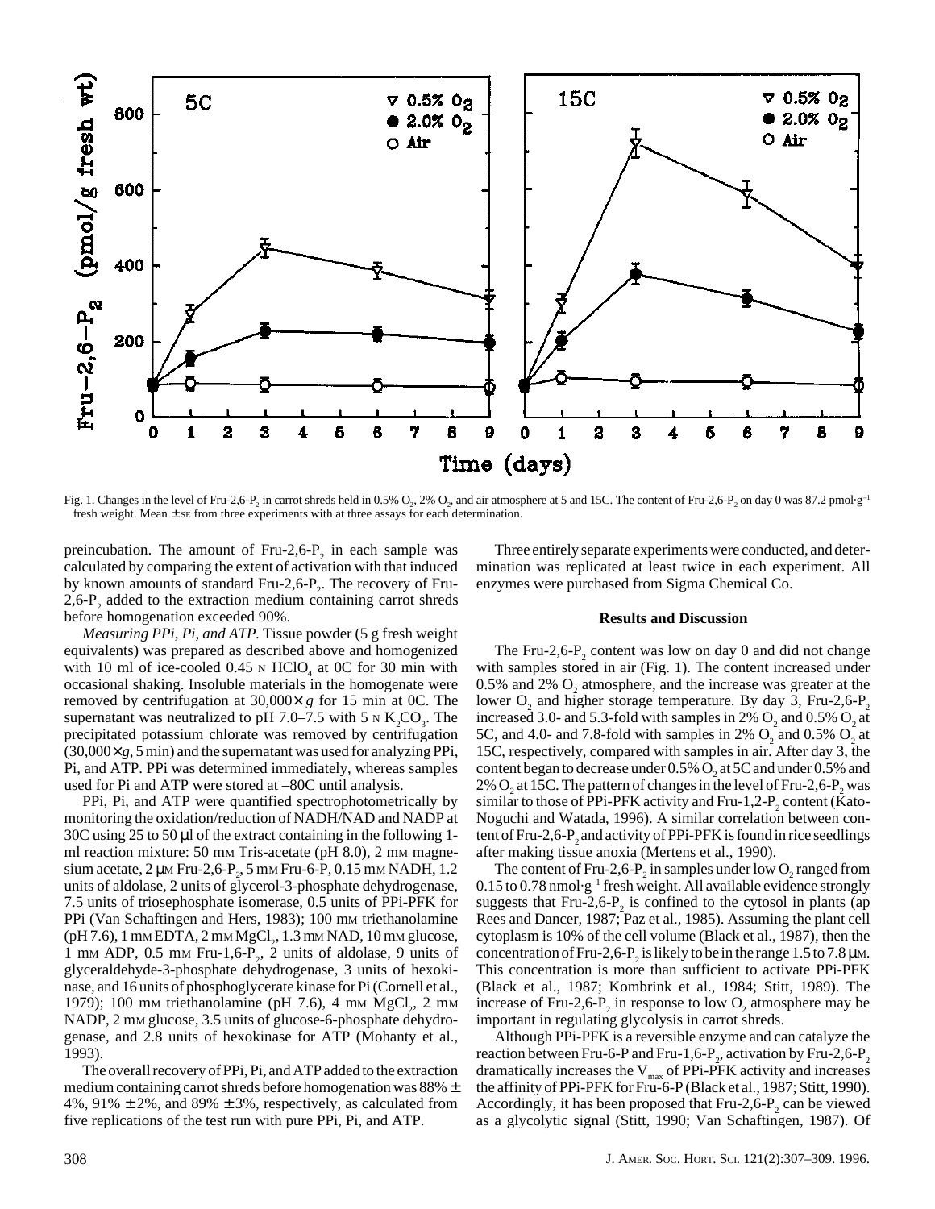5C

▽ 0.5% O2
● 2.0% O2
○ Air

15C

▽ 0.5% O2
● 2.0% O2
○ Air

Fru-2,6-P2 (pmol/g fresh wt)

0
200
400
600
800

0 1 2 3 4 5 6 7 8 9

Time (days)

Fig. 1. Changes in the level of Fru-2,6-$P_2$ in carrot shreds held in 0.5% $O_2$, 2% $O_2$, and air atmosphere at 5 and 15C. The content of Fru-2,6-$P_2$ on day 0 was 87.2 pmol·g$^{-1}$ fresh weight. Mean ± SE from three experiments with at three assays for each determination.

preincubation. The amount of Fru-2,6-$P_2$ in each sample was calculated by comparing the extent of activation with that induced by known amounts of standard Fru-2,6-$P_2$. The recovery of Fru-2,6-$P_2$ added to the extraction medium containing carrot shreds before homogenation exceeded 90%.

*Measuring PPi, Pi, and ATP.* Tissue powder (5 g fresh weight equivalents) was prepared as described above and homogenized with 10 ml of ice-cooled 0.45 N $HClO_4$ at 0C for 30 min with occasional shaking. Insoluble materials in the homogenate were removed by centrifugation at 30,000× *g* for 15 min at 0C. The supernatant was neutralized to pH 7.0–7.5 with 5 N $K_2CO_3$. The precipitated potassium chlorate was removed by centrifugation (30,000× *g*, 5 min) and the supernatant was used for analyzing PPi, Pi, and ATP. PPi was determined immediately, whereas samples used for Pi and ATP were stored at –80C until analysis.

PPi, Pi, and ATP were quantified spectrophotometrically by monitoring the oxidation/reduction of NADH/NAD and NADP at 30C using 25 to 50 µl of the extract containing in the following 1-ml reaction mixture: 50 mM Tris-acetate (pH 8.0), 2 mM magnesium acetate, 2 µM Fru-2,6-$P_2$, 5 mM Fru-6-P, 0.15 mM NADH, 1.2 units of aldolase, 2 units of glycerol-3-phosphate dehydrogenase, 7.5 units of triosephosphate isomerase, 0.5 units of PPi-PFK for PPi (Van Schaftingen and Hers, 1983); 100 mM triethanolamine (pH 7.6), 1 mM EDTA, 2 mM $MgCl_2$, 1.3 mM NAD, 10 mM glucose, 1 mM ADP, 0.5 mM Fru-1,6-$P_2$, 2 units of aldolase, 9 units of glyceraldehyde-3-phosphate dehydrogenase, 3 units of hexokinase, and 16 units of phosphoglycerate kinase for Pi (Cornell et al., 1979); 100 mM triethanolamine (pH 7.6), 4 mM $MgCl_2$, 2 mM NADP, 2 mM glucose, 3.5 units of glucose-6-phosphate dehydrogenase, and 2.8 units of hexokinase for ATP (Mohanty et al., 1993).

The overall recovery of PPi, Pi, and ATP added to the extraction medium containing carrot shreds before homogenation was 88% ± 4%, 91% ± 2%, and 89% ± 3%, respectively, as calculated from five replications of the test run with pure PPi, Pi, and ATP.

Three entirely separate experiments were conducted, and determination was replicated at least twice in each experiment. All enzymes were purchased from Sigma Chemical Co.

## Results and Discussion

The Fru-2,6-$P_2$ content was low on day 0 and did not change with samples stored in air (Fig. 1). The content increased under 0.5% and 2% $O_2$ atmosphere, and the increase was greater at the lower $O_2$ and higher storage temperature. By day 3, Fru-2,6-$P_2$ increased 3.0- and 5.3-fold with samples in 2% $O_2$ and 0.5% $O_2$ at 5C, and 4.0- and 7.8-fold with samples in 2% $O_2$ and 0.5% $O_2$ at 15C, respectively, compared with samples in air. After day 3, the content began to decrease under 0.5% $O_2$ at 5C and under 0.5% and 2% $O_2$ at 15C. The pattern of changes in the level of Fru-2,6-$P_2$ was similar to those of PPi-PFK activity and Fru-1,2-$P_2$ content (Kato-Noguchi and Watada, 1996). A similar correlation between content of Fru-2,6-$P_2$ and activity of PPi-PFK is found in rice seedlings after making tissue anoxia (Mertens et al., 1990).

The content of Fru-2,6-$P_2$ in samples under low $O_2$ ranged from 0.15 to 0.78 nmol·g$^{-1}$ fresh weight. All available evidence strongly suggests that Fru-2,6-$P_2$ is confined to the cytosol in plants (ap Rees and Dancer, 1987; Paz et al., 1985). Assuming the plant cell cytoplasm is 10% of the cell volume (Black et al., 1987), then the concentration of Fru-2,6-$P_2$ is likely to be in the range 1.5 to 7.8 µM. This concentration is more than sufficient to activate PPi-PFK (Black et al., 1987; Kombrink et al., 1984; Stitt, 1989). The increase of Fru-2,6-$P_2$ in response to low $O_2$ atmosphere may be important in regulating glycolysis in carrot shreds.

Although PPi-PFK is a reversible enzyme and can catalyze the reaction between Fru-6-P and Fru-1,6-$P_2$, activation by Fru-2,6-$P_2$ dramatically increases the $V_{max}$ of PPi-PFK activity and increases the affinity of PPi-PFK for Fru-6-P (Black et al., 1987; Stitt, 1990). Accordingly, it has been proposed that Fru-2,6-$P_2$ can be viewed as a glycolytic signal (Stitt, 1990; Van Schaftingen, 1987). Of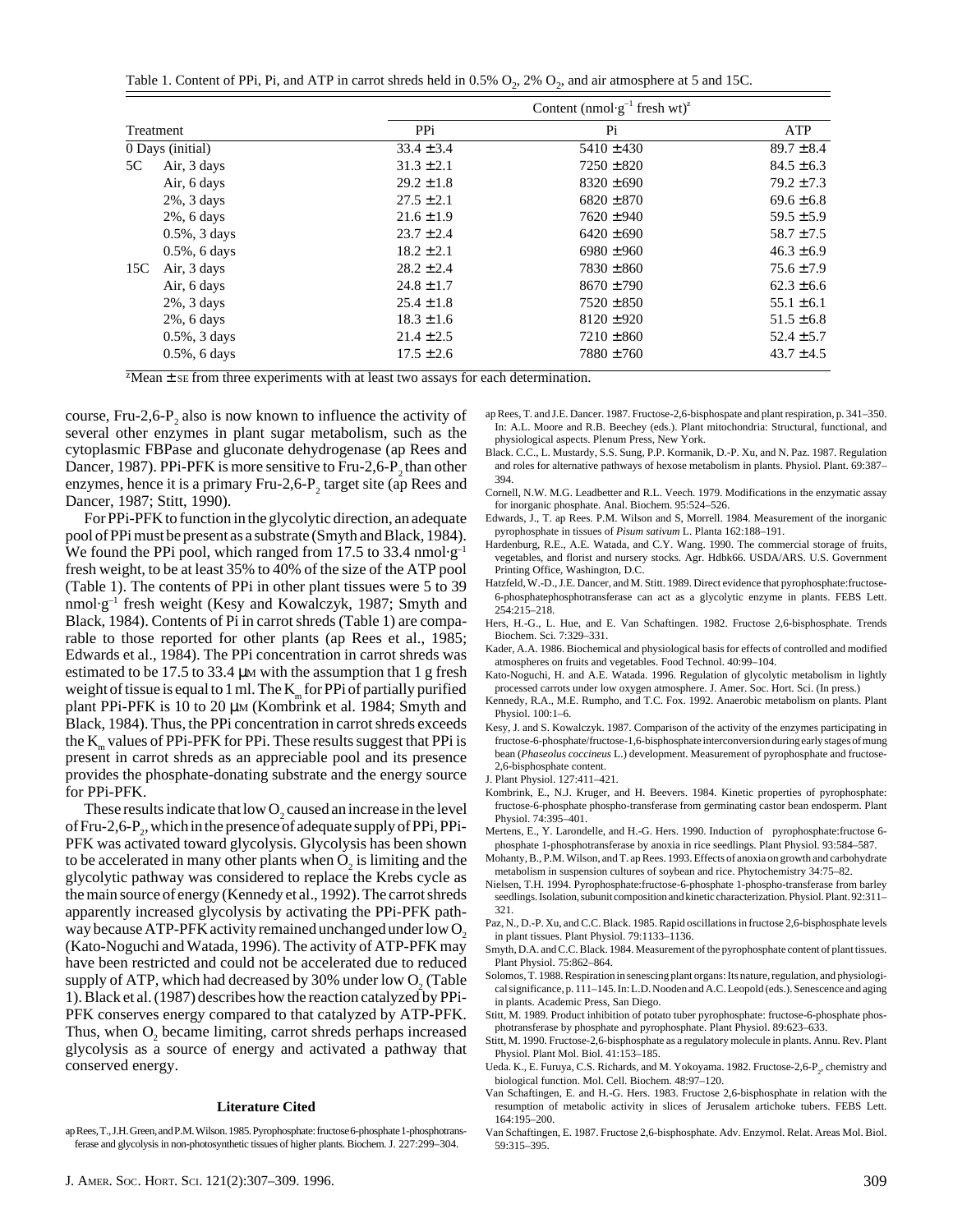Table 1. Content of PPi, Pi, and ATP in carrot shreds held in 0.5% $O_2$, 2% $O_2$, and air atmosphere at 5 and 15C.

| Treatment | | Content (nmol·g$^{-1}$ fresh wt)[z] | | |
|---|---|---|---|---|
| | | PPi | Pi | ATP |
| 0 Days (initial) | | 33.4 ± 3.4 | 5410 ± 430 | 89.7 ± 8.4 |
| 5C | Air, 3 days | 31.3 ± 2.1 | 7250 ± 820 | 84.5 ± 6.3 |
| | Air, 6 days | 29.2 ± 1.8 | 8320 ± 690 | 79.2 ± 7.3 |
| | 2%, 3 days | 27.5 ± 2.1 | 6820 ± 870 | 69.6 ± 6.8 |
| | 2%, 6 days | 21.6 ± 1.9 | 7620 ± 940 | 59.5 ± 5.9 |
| | 0.5%, 3 days | 23.7 ± 2.4 | 6420 ± 690 | 58.7 ± 7.5 |
| | 0.5%, 6 days | 18.2 ± 2.1 | 6980 ± 960 | 46.3 ± 6.9 |
| 15C | Air, 3 days | 28.2 ± 2.4 | 7830 ± 860 | 75.6 ± 7.9 |
| | Air, 6 days | 24.8 ± 1.7 | 8670 ± 790 | 62.3 ± 6.6 |
| | 2%, 3 days | 25.4 ± 1.8 | 7520 ± 850 | 55.1 ± 6.1 |
| | 2%, 6 days | 18.3 ± 1.6 | 8120 ± 920 | 51.5 ± 6.8 |
| | 0.5%, 3 days | 21.4 ± 2.5 | 7210 ± 860 | 52.4 ± 5.7 |
| | 0.5%, 6 days | 17.5 ± 2.6 | 7880 ± 760 | 43.7 ± 4.5 |

[z]Mean ± SE from three experiments with at least two assays for each determination.

course, Fru-2,6-$P_2$ also is now known to influence the activity of several other enzymes in plant sugar metabolism, such as the cytoplasmic FBPase and gluconate dehydrogenase (ap Rees and Dancer, 1987). PPi-PFK is more sensitive to Fru-2,6-$P_2$ than other enzymes, hence it is a primary Fru-2,6-$P_2$ target site (ap Rees and Dancer, 1987; Stitt, 1990).

For PPi-PFK to function in the glycolytic direction, an adequate pool of PPi must be present as a substrate (Smyth and Black, 1984). We found the PPi pool, which ranged from 17.5 to 33.4 nmol·g$^{-1}$ fresh weight, to be at least 35% to 40% of the size of the ATP pool (Table 1). The contents of PPi in other plant tissues were 5 to 39 nmol·g$^{-1}$ fresh weight (Kesy and Kowalczyk, 1987; Smyth and Black, 1984). Contents of Pi in carrot shreds (Table 1) are comparable to those reported for other plants (ap Rees et al., 1985; Edwards et al., 1984). The PPi concentration in carrot shreds was estimated to be 17.5 to 33.4 μM with the assumption that 1 g fresh weight of tissue is equal to 1 ml. The $K_m$ for PPi of partially purified plant PPi-PFK is 10 to 20 μM (Kombrink et al. 1984; Smyth and Black, 1984). Thus, the PPi concentration in carrot shreds exceeds the $K_m$ values of PPi-PFK for PPi. These results suggest that PPi is present in carrot shreds as an appreciable pool and its presence provides the phosphate-donating substrate and the energy source for PPi-PFK.

These results indicate that low $O_2$ caused an increase in the level of Fru-2,6-$P_2$, which in the presence of adequate supply of PPi, PPi-PFK was activated toward glycolysis. Glycolysis has been shown to be accelerated in many other plants when $O_2$ is limiting and the glycolytic pathway was considered to replace the Krebs cycle as the main source of energy (Kennedy et al., 1992). The carrot shreds apparently increased glycolysis by activating the PPi-PFK pathway because ATP-PFK activity remained unchanged under low $O_2$ (Kato-Noguchi and Watada, 1996). The activity of ATP-PFK may have been restricted and could not be accelerated due to reduced supply of ATP, which had decreased by 30% under low $O_2$ (Table 1). Black et al. (1987) describes how the reaction catalyzed by PPi-PFK conserves energy compared to that catalyzed by ATP-PFK. Thus, when $O_2$ became limiting, carrot shreds perhaps increased glycolysis as a source of energy and activated a pathway that conserved energy.

## Literature Cited

ap Rees, T., J.H. Green, and P.M. Wilson. 1985. Pyrophosphate: fructose 6-phosphate 1-phosphotransferase and glycolysis in non-photosynthetic tissues of higher plants. Biochem. J. 227:299–304.

ap Rees, T. and J.E. Dancer. 1987. Fructose-2,6-bisphospate and plant respiration, p. 341–350. In: A.L. Moore and R.B. Beechey (eds.). Plant mitochondria: Structural, functional, and physiological aspects. Plenum Press, New York.

Black. C.C., L. Mustardy, S.S. Sung, P.P. Kormanik, D.-P. Xu, and N. Paz. 1987. Regulation and roles for alternative pathways of hexose metabolism in plants. Physiol. Plant. 69:387–394.

Cornell, N.W. M.G. Leadbetter and R.L. Veech. 1979. Modifications in the enzymatic assay for inorganic phosphate. Anal. Biochem. 95:524–526.

Edwards, J., T. ap Rees. P.M. Wilson and S, Morrell. 1984. Measurement of the inorganic pyrophosphate in tissues of *Pisum sativum* L. Planta 162:188–191.

Hardenburg, R.E., A.E. Watada, and C.Y. Wang. 1990. The commercial storage of fruits, vegetables, and florist and nursery stocks. Agr. Hdbk66. USDA/ARS. U.S. Government Printing Office, Washington, D.C.

Hatzfeld, W.-D., J.E. Dancer, and M. Stitt. 1989. Direct evidence that pyrophosphate:fructose-6-phosphatephosphotransferase can act as a glycolytic enzyme in plants. FEBS Lett. 254:215–218.

Hers, H.-G., L. Hue, and E. Van Schaftingen. 1982. Fructose 2,6-bisphosphate. Trends Biochem. Sci. 7:329–331.

Kader, A.A. 1986. Biochemical and physiological basis for effects of controlled and modified atmospheres on fruits and vegetables. Food Technol. 40:99–104.

Kato-Noguchi, H. and A.E. Watada. 1996. Regulation of glycolytic metabolism in lightly processed carrots under low oxygen atmosphere. J. Amer. Soc. Hort. Sci. (In press.)

Kennedy, R.A., M.E. Rumpho, and T.C. Fox. 1992. Anaerobic metabolism on plants. Plant Physiol. 100:1–6.

Kesy, J. and S. Kowalczyk. 1987. Comparison of the activity of the enzymes participating in fructose-6-phosphate/fructose-1,6-bisphosphate interconversion during early stages of mung bean (*Phaseolus coccineus* L.) development. Measurement of pyrophosphate and fructose-2,6-bisphosphate content. J. Plant Physiol. 127:411–421.

Kombrink, E., N.J. Kruger, and H. Beevers. 1984. Kinetic properties of pyrophosphate: fructose-6-phosphate phospho-transferase from germinating castor bean endosperm. Plant Physiol. 74:395–401.

Mertens, E., Y. Larondelle, and H.-G. Hers. 1990. Induction of pyrophosphate:fructose 6-phosphate 1-phosphotransferase by anoxia in rice seedlings. Plant Physiol. 93:584–587.

Mohanty, B., P.M. Wilson, and T. ap Rees. 1993. Effects of anoxia on growth and carbohydrate metabolism in suspension cultures of soybean and rice. Phytochemistry 34:75–82.

Nielsen, T.H. 1994. Pyrophosphate:fructose-6-phosphate 1-phospho-transferase from barley seedlings. Isolation, subunit composition and kinetic characterization. Physiol. Plant. 92:311–321.

Paz, N., D.-P. Xu, and C.C. Black. 1985. Rapid oscillations in fructose 2,6-bisphosphate levels in plant tissues. Plant Physiol. 79:1133–1136.

Smyth, D.A. and C.C. Black. 1984. Measurement of the pyrophosphate content of plant tissues. Plant Physiol. 75:862–864.

Solomos, T. 1988. Respiration in senescing plant organs: Its nature, regulation, and physiological significance, p. 111–145. In: L.D. Nooden and A.C. Leopold (eds.). Senescence and aging in plants. Academic Press, San Diego.

Stitt, M. 1989. Product inhibition of potato tuber pyrophosphate: fructose-6-phosphate phosphotransferase by phosphate and pyrophosphate. Plant Physiol. 89:623–633.

Stitt, M. 1990. Fructose-2,6-bisphosphate as a regulatory molecule in plants. Annu. Rev. Plant Physiol. Plant Mol. Biol. 41:153–185.

Ueda. K., E. Furuya, C.S. Richards, and M. Yokoyama. 1982. Fructose-2,6-$P_2$, chemistry and biological function. Mol. Cell. Biochem. 48:97–120.

Van Schaftingen, E. and H.-G. Hers. 1983. Fructose 2,6-bisphosphate in relation with the resumption of metabolic activity in slices of Jerusalem artichoke tubers. FEBS Lett. 164:195–200.

Van Schaftingen, E. 1987. Fructose 2,6-bisphosphate. Adv. Enzymol. Relat. Areas Mol. Biol. 59:315–395.